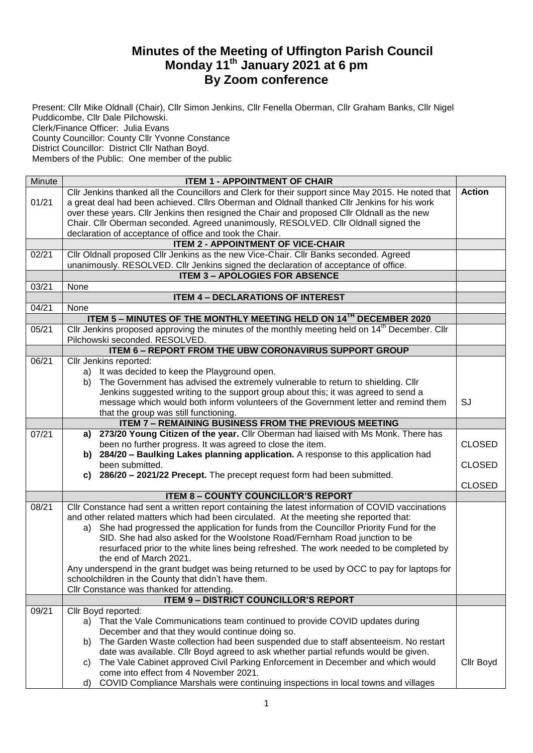# Minutes of the Meeting of Uffington Parish Council
# Monday 11th January 2021 at 6 pm
# By Zoom conference

Present: Cllr Mike Oldnall (Chair), Cllr Simon Jenkins, Cllr Fenella Oberman, Cllr Graham Banks, Cllr Nigel Puddicombe, Cllr Dale Pilchowski.
Clerk/Finance Officer: Julia Evans
County Councillor: County Cllr Yvonne Constance
District Councillor: District Cllr Nathan Boyd.
Members of the Public: One member of the public

| Minute | ITEM 1 - APPOINTMENT OF CHAIR | |
|---|---|---|
| 01/21 | Cllr Jenkins thanked all the Councillors and Clerk for their support since May 2015. He noted that a great deal had been achieved. Cllrs Oberman and Oldnall thanked Cllr Jenkins for his work over these years. Cllr Jenkins then resigned the Chair and proposed Cllr Oldnall as the new Chair. Cllr Oberman seconded. Agreed unanimously, RESOLVED. Cllr Oldnall signed the declaration of acceptance of office and took the Chair. | **Action** |
| | **ITEM 2 - APPOINTMENT OF VICE-CHAIR** | |
| 02/21 | Cllr Oldnall proposed Cllr Jenkins as the new Vice-Chair. Cllr Banks seconded. Agreed unanimously. RESOLVED. Cllr Jenkins signed the declaration of acceptance of office. | |
| | **ITEM 3 – APOLOGIES FOR ABSENCE** | |
| 03/21 | None | |
| | **ITEM 4 – DECLARATIONS OF INTEREST** | |
| 04/21 | None | |
| | **ITEM 5 – MINUTES OF THE MONTHLY MEETING HELD ON 14TH DECEMBER 2020** | |
| 05/21 | Cllr Jenkins proposed approving the minutes of the monthly meeting held on 14th December. Cllr Pilchowski seconded. RESOLVED. | |
| | **ITEM 6 – REPORT FROM THE UBW CORONAVIRUS SUPPORT GROUP** | |
| 06/21 | Cllr Jenkins reported:<br>a) It was decided to keep the Playground open.<br>b) The Government has advised the extremely vulnerable to return to shielding. Cllr Jenkins suggested writing to the support group about this; it was agreed to send a message which would both inform volunteers of the Government letter and remind them that the group was still functioning. | SJ |
| | **ITEM 7 – REMAINING BUSINESS FROM THE PREVIOUS MEETING** | |
| 07/21 | **a) 273/20 Young Citizen of the year.** Cllr Oberman had liaised with Ms Monk. There has been no further progress. It was agreed to close the item.<br>**b) 284/20 – Baulking Lakes planning application.** A response to this application had been submitted.<br>**c) 286/20 – 2021/22 Precept.** The precept request form had been submitted. | CLOSED<br>CLOSED<br>CLOSED |
| | **ITEM 8 – COUNTY COUNCILLOR'S REPORT** | |
| 08/21 | Cllr Constance had sent a written report containing the latest information of COVID vaccinations and other related matters which had been circulated. At the meeting she reported that:<br>a) She had progressed the application for funds from the Councillor Priority Fund for the SID. She had also asked for the Woolstone Road/Fernham Road junction to be resurfaced prior to the white lines being refreshed. The work needed to be completed by the end of March 2021.<br>Any underspend in the grant budget was being returned to be used by OCC to pay for laptops for schoolchildren in the County that didn't have them.<br>Cllr Constance was thanked for attending. | |
| | **ITEM 9 – DISTRICT COUNCILLOR'S REPORT** | |
| 09/21 | Cllr Boyd reported:<br>a) That the Vale Communications team continued to provide COVID updates during December and that they would continue doing so.<br>b) The Garden Waste collection had been suspended due to staff absenteeism. No restart date was available. Cllr Boyd agreed to ask whether partial refunds would be given.<br>c) The Vale Cabinet approved Civil Parking Enforcement in December and which would come into effect from 4 November 2021.<br>d) COVID Compliance Marshals were continuing inspections in local towns and villages | Cllr Boyd |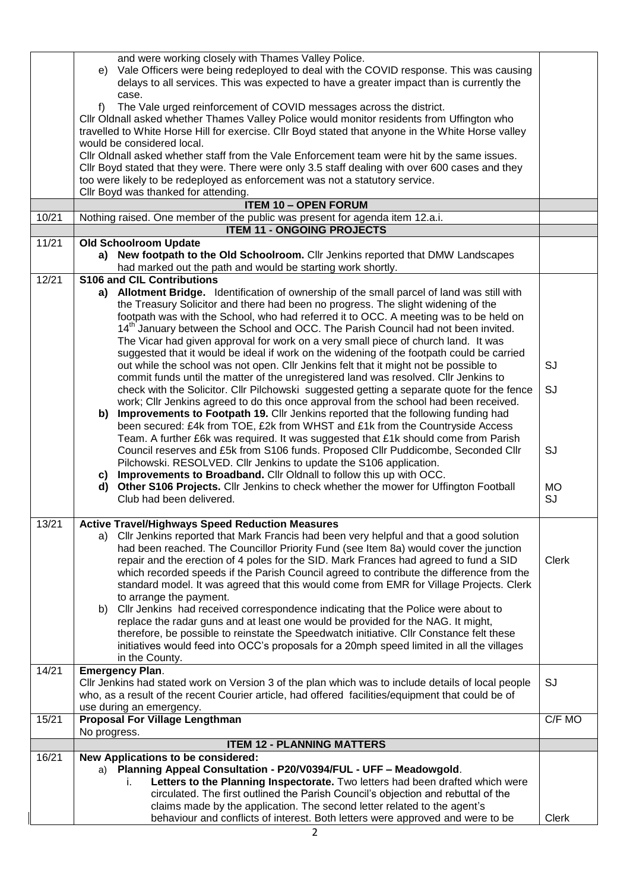| | | |
|---|---|---|
| | and were working closely with Thames Valley Police.<br>e) Vale Officers were being redeployed to deal with the COVID response. This was causing delays to all services. This was expected to have a greater impact than is currently the case.<br>f) The Vale urged reinforcement of COVID messages across the district.<br>Cllr Oldnall asked whether Thames Valley Police would monitor residents from Uffington who travelled to White Horse Hill for exercise. Cllr Boyd stated that anyone in the White Horse valley would be considered local.<br>Cllr Oldnall asked whether staff from the Vale Enforcement team were hit by the same issues. Cllr Boyd stated that they were. There were only 3.5 staff dealing with over 600 cases and they too were likely to be redeployed as enforcement was not a statutory service.<br>Cllr Boyd was thanked for attending. | |
| | **ITEM 10 – OPEN FORUM** | |
| 10/21 | Nothing raised. One member of the public was present for agenda item 12.a.i. | |
| | **ITEM 11 - ONGOING PROJECTS** | |
| 11/21 | **Old Schoolroom Update**<br>**a) New footpath to the Old Schoolroom.** Cllr Jenkins reported that DMW Landscapes had marked out the path and would be starting work shortly. | |
| 12/21 | **S106 and CIL Contributions**<br>**a) Allotment Bridge.** Identification of ownership of the small parcel of land was still with the Treasury Solicitor and there had been no progress. The slight widening of the footpath was with the School, who had referred it to OCC. A meeting was to be held on 14th January between the School and OCC. The Parish Council had not been invited. The Vicar had given approval for work on a very small piece of church land. It was suggested that it would be ideal if work on the widening of the footpath could be carried out while the school was not open. Cllr Jenkins felt that it might not be possible to commit funds until the matter of the unregistered land was resolved. Cllr Jenkins to check with the Solicitor. Cllr Pilchowski suggested getting a separate quote for the fence work; Cllr Jenkins agreed to do this once approval from the school had been received.<br>**b) Improvements to Footpath 19.** Cllr Jenkins reported that the following funding had been secured: £4k from TOE, £2k from WHST and £1k from the Countryside Access Team. A further £6k was required. It was suggested that £1k should come from Parish Council reserves and £5k from S106 funds. Proposed Cllr Puddicombe, Seconded Cllr Pilchowski. RESOLVED. Cllr Jenkins to update the S106 application.<br>**c) Improvements to Broadband.** Cllr Oldnall to follow this up with OCC.<br>**d) Other S106 Projects.** Cllr Jenkins to check whether the mower for Uffington Football Club had been delivered. | SJ<br>SJ<br>SJ<br>MO<br>SJ |
| 13/21 | **Active Travel/Highways Speed Reduction Measures**<br>a) Cllr Jenkins reported that Mark Francis had been very helpful and that a good solution had been reached. The Councillor Priority Fund (see Item 8a) would cover the junction repair and the erection of 4 poles for the SID. Mark Frances had agreed to fund a SID which recorded speeds if the Parish Council agreed to contribute the difference from the standard model. It was agreed that this would come from EMR for Village Projects. Clerk to arrange the payment.<br>b) Cllr Jenkins had received correspondence indicating that the Police were about to replace the radar guns and at least one would be provided for the NAG. It might, therefore, be possible to reinstate the Speedwatch initiative. Cllr Constance felt these initiatives would feed into OCC's proposals for a 20mph speed limited in all the villages in the County. | Clerk |
| 14/21 | **Emergency Plan**.<br>Cllr Jenkins had stated work on Version 3 of the plan which was to include details of local people who, as a result of the recent Courier article, had offered facilities/equipment that could be of use during an emergency. | SJ |
| 15/21 | **Proposal For Village Lengthman**<br>No progress. | C/F MO |
| | **ITEM 12 - PLANNING MATTERS** | |
| 16/21 | **New Applications to be considered:**<br>a) **Planning Appeal Consultation - P20/V0394/FUL - UFF – Meadowgold**.<br>i. **Letters to the Planning Inspectorate.** Two letters had been drafted which were circulated. The first outlined the Parish Council's objection and rebuttal of the claims made by the application. The second letter related to the agent's behaviour and conflicts of interest. Both letters were approved and were to be | Clerk |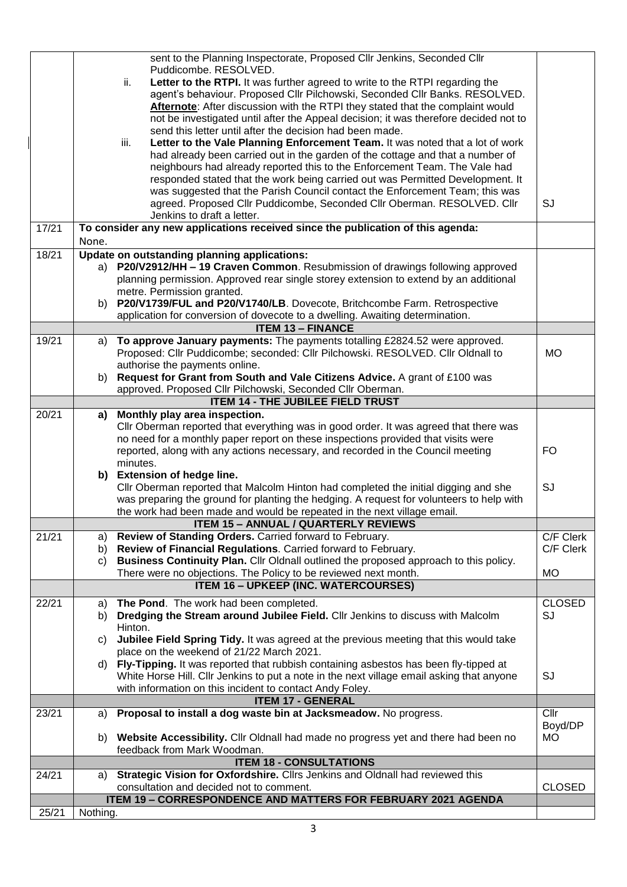| | | |
|---|---|---|
| | sent to the Planning Inspectorate, Proposed Cllr Jenkins, Seconded Cllr Puddicombe. RESOLVED.<br>ii. **Letter to the RTPI.** It was further agreed to write to the RTPI regarding the agent's behaviour. Proposed Cllr Pilchowski, Seconded Cllr Banks. RESOLVED. **Afternote**: After discussion with the RTPI they stated that the complaint would not be investigated until after the Appeal decision; it was therefore decided not to send this letter until after the decision had been made.<br>iii. **Letter to the Vale Planning Enforcement Team.** It was noted that a lot of work had already been carried out in the garden of the cottage and that a number of neighbours had already reported this to the Enforcement Team. The Vale had responded stated that the work being carried out was Permitted Development. It was suggested that the Parish Council contact the Enforcement Team; this was agreed. Proposed Cllr Puddicombe, Seconded Cllr Oberman. RESOLVED. Cllr Jenkins to draft a letter. | SJ |
| 17/21 | **To consider any new applications received since the publication of this agenda:**<br>None. | |
| 18/21 | **Update on outstanding planning applications:**<br>a) **P20/V2912/HH – 19 Craven Common**. Resubmission of drawings following approved planning permission. Approved rear single storey extension to extend by an additional metre. Permission granted.<br>b) **P20/V1739/FUL and P20/V1740/LB**. Dovecote, Britchcombe Farm. Retrospective application for conversion of dovecote to a dwelling. Awaiting determination. | |
| | **ITEM 13 – FINANCE** | |
| 19/21 | a) **To approve January payments:** The payments totalling £2824.52 were approved. Proposed: Cllr Puddicombe; seconded: Cllr Pilchowski. RESOLVED. Cllr Oldnall to authorise the payments online.<br>b) **Request for Grant from South and Vale Citizens Advice.** A grant of £100 was approved. Proposed Cllr Pilchowski, Seconded Cllr Oberman. | MO |
| | **ITEM 14 - THE JUBILEE FIELD TRUST** | |
| 20/21 | **a) Monthly play area inspection.**<br>Cllr Oberman reported that everything was in good order. It was agreed that there was no need for a monthly paper report on these inspections provided that visits were reported, along with any actions necessary, and recorded in the Council meeting minutes.<br>**b) Extension of hedge line.**<br>Cllr Oberman reported that Malcolm Hinton had completed the initial digging and she was preparing the ground for planting the hedging. A request for volunteers to help with the work had been made and would be repeated in the next village email. | FO<br><br>SJ |
| | **ITEM 15 – ANNUAL / QUARTERLY REVIEWS** | |
| 21/21 | a) **Review of Standing Orders.** Carried forward to February.<br>b) **Review of Financial Regulations**. Carried forward to February.<br>c) **Business Continuity Plan.** Cllr Oldnall outlined the proposed approach to this policy. There were no objections. The Policy to be reviewed next month. | C/F Clerk<br>C/F Clerk<br><br>MO |
| | **ITEM 16 – UPKEEP (INC. WATERCOURSES)** | |
| 22/21 | a) **The Pond**. The work had been completed.<br>b) **Dredging the Stream around Jubilee Field.** Cllr Jenkins to discuss with Malcolm Hinton.<br>c) **Jubilee Field Spring Tidy.** It was agreed at the previous meeting that this would take place on the weekend of 21/22 March 2021.<br>d) **Fly-Tipping.** It was reported that rubbish containing asbestos has been fly-tipped at White Horse Hill. Cllr Jenkins to put a note in the next village email asking that anyone with information on this incident to contact Andy Foley. | CLOSED<br>SJ<br><br><br>SJ |
| | **ITEM 17 - GENERAL** | |
| 23/21 | a) **Proposal to install a dog waste bin at Jacksmeadow.** No progress.<br>b) **Website Accessibility.** Cllr Oldnall had made no progress yet and there had been no feedback from Mark Woodman. | Cllr Boyd/DP<br>MO |
| | **ITEM 18 - CONSULTATIONS** | |
| 24/21 | a) **Strategic Vision for Oxfordshire.** Cllrs Jenkins and Oldnall had reviewed this consultation and decided not to comment. | CLOSED |
| | **ITEM 19 – CORRESPONDENCE AND MATTERS FOR FEBRUARY 2021 AGENDA** | |
| 25/21 | Nothing. | |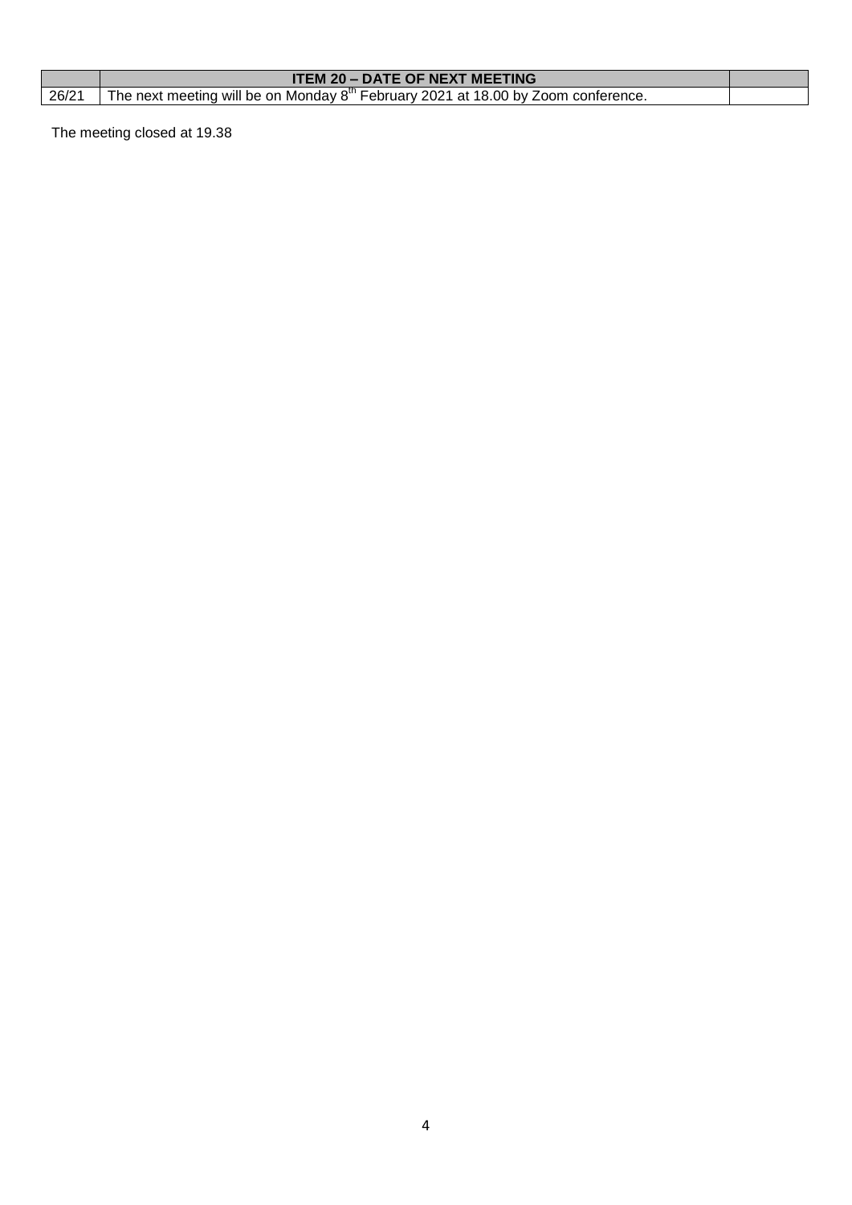| | ITEM 20 – DATE OF NEXT MEETING | |
|---|---|---|
| 26/21 | The next meeting will be on Monday 8th February 2021 at 18.00 by Zoom conference. | |

The meeting closed at 19.38